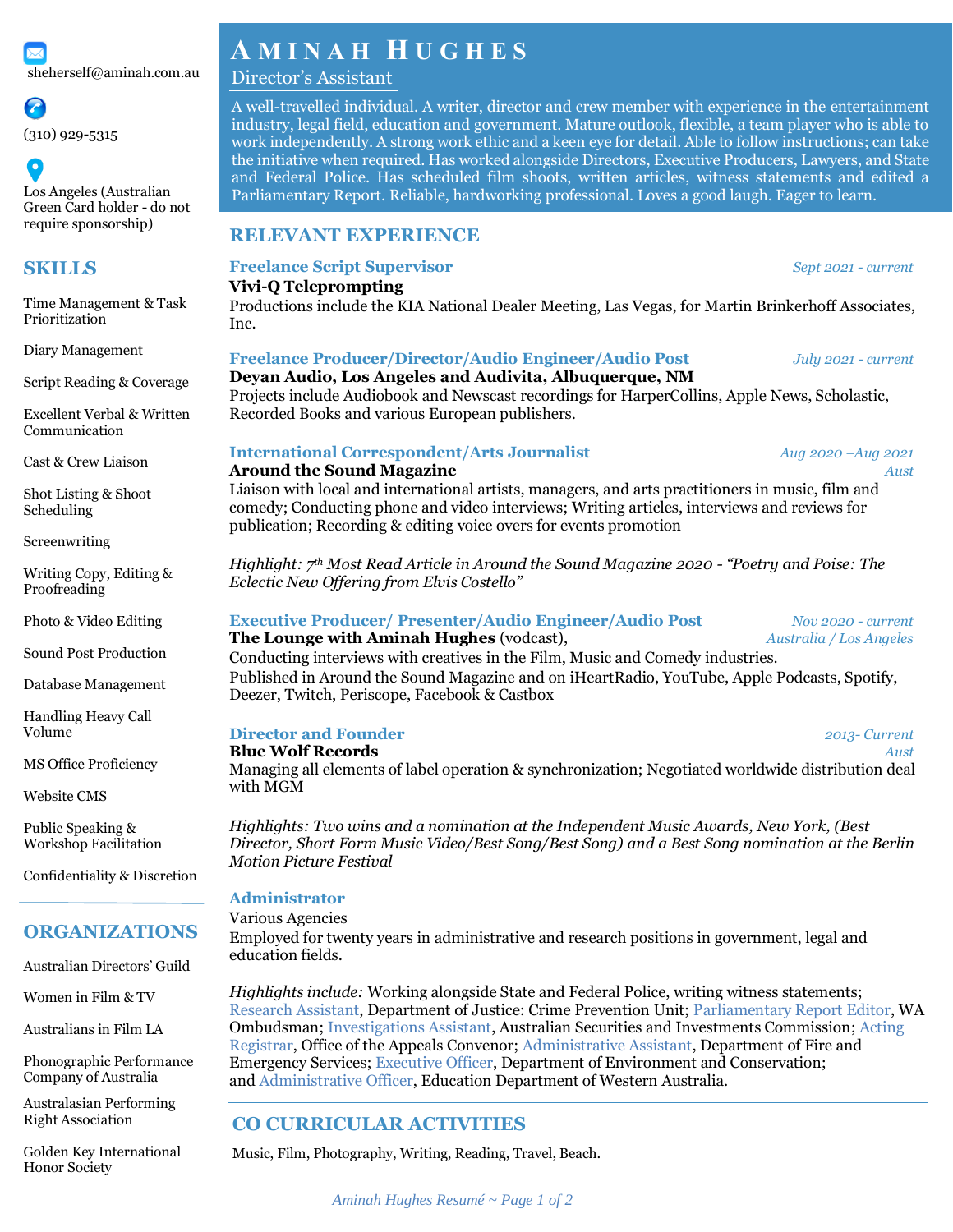# Aminah Hughes

## Director's Assistant

A well-travelled individual. A writer, director and crew member with experience in the entertainment industry, legal field, education and government. Mature outlook, flexible, a team player who is able to work independently. A strong work ethic and a keen eye for detail. Able to follow instructions; can take the initiative when required. Has worked alongside Directors, Executive Producers, Lawyers, and State and Federal Police. Has scheduled film shoots, written articles, witness statements and edited a Parliamentary Report. Reliable, hardworking professional. Loves a good laugh. Eager to learn.

sheherself@aminah.com.au

(310) 929-5315

Los Angeles (Australian Green Card holder - do not require sponsorship)

## SKILLS

- Time Management & Task Prioritization
- Diary Management
- Script Reading & Coverage
- Excellent Verbal & Written Communication
- Cast & Crew Liaison
- Shot Listing & Shoot Scheduling
- Screenwriting
- Writing Copy, Editing & Proofreading
- Photo & Video Editing
- Sound Post Production
- Database Management
- Handling Heavy Call Volume
- MS Office Proficiency
- Website CMS
- Public Speaking & Workshop Facilitation
- Confidentiality & Discretion

## ORGANIZATIONS

- Australian Directors' Guild
- Women in Film & TV
- Australians in Film LA
- Phonographic Performance Company of Australia
- Australasian Performing Right Association
- Golden Key International Honor Society

## RELEVANT EXPERIENCE

### Freelance Script Supervisor
*Sept 2021 - current*

**Vivi-Q Teleprompting**

Productions include the KIA National Dealer Meeting, Las Vegas, for Martin Brinkerhoff Associates, Inc.

### Freelance Producer/Director/Audio Engineer/Audio Post
*July 2021 - current*

**Deyan Audio, Los Angeles and Audivita, Albuquerque, NM**

Projects include Audiobook and Newscast recordings for HarperCollins, Apple News, Scholastic, Recorded Books and various European publishers.

### International Correspondent/Arts Journalist
*Aug 2020 –Aug 2021*
*Aust*

**Around the Sound Magazine**

Liaison with local and international artists, managers, and arts practitioners in music, film and comedy; Conducting phone and video interviews; Writing articles, interviews and reviews for publication; Recording & editing voice overs for events promotion

*Highlight: 7th Most Read Article in Around the Sound Magazine 2020 - "Poetry and Poise: The Eclectic New Offering from Elvis Costello"*

### Executive Producer/ Presenter/Audio Engineer/Audio Post
*Nov 2020 - current*
*Australia / Los Angeles*

**The Lounge with Aminah Hughes** (vodcast),

Conducting interviews with creatives in the Film, Music and Comedy industries.

Published in Around the Sound Magazine and on iHeartRadio, YouTube, Apple Podcasts, Spotify, Deezer, Twitch, Periscope, Facebook & Castbox

### Director and Founder
*2013- Current*
*Aust*

**Blue Wolf Records**

Managing all elements of label operation & synchronization; Negotiated worldwide distribution deal with MGM

*Highlights: Two wins and a nomination at the Independent Music Awards, New York, (Best Director, Short Form Music Video/Best Song/Best Song) and a Best Song nomination at the Berlin Motion Picture Festival*

### Administrator

Various Agencies

Employed for twenty years in administrative and research positions in government, legal and education fields.

*Highlights include:* Working alongside State and Federal Police, writing witness statements; Research Assistant, Department of Justice: Crime Prevention Unit; Parliamentary Report Editor, WA Ombudsman; Investigations Assistant, Australian Securities and Investments Commission; Acting Registrar, Office of the Appeals Convenor; Administrative Assistant, Department of Fire and Emergency Services; Executive Officer, Department of Environment and Conservation; and Administrative Officer, Education Department of Western Australia.

## CO CURRICULAR ACTIVITIES

Music, Film, Photography, Writing, Reading, Travel, Beach.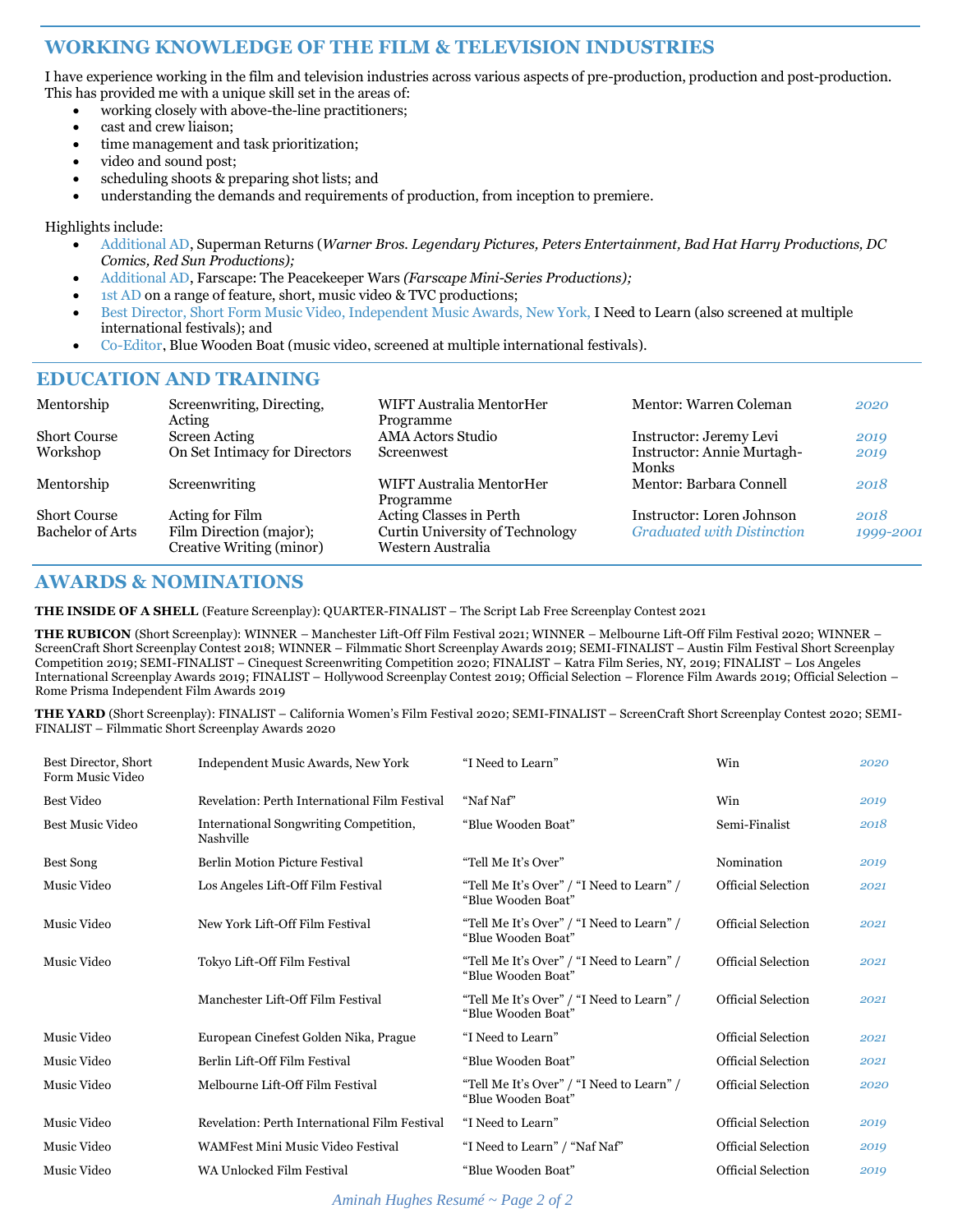## WORKING KNOWLEDGE OF THE FILM & TELEVISION INDUSTRIES

I have experience working in the film and television industries across various aspects of pre-production, production and post-production. This has provided me with a unique skill set in the areas of:

- working closely with above-the-line practitioners;
- cast and crew liaison;
- time management and task prioritization;
- video and sound post;
- scheduling shoots & preparing shot lists; and
- understanding the demands and requirements of production, from inception to premiere.

Highlights include:

- Additional AD, Superman Returns (*Warner Bros. Legendary Pictures, Peters Entertainment, Bad Hat Harry Productions, DC Comics, Red Sun Productions);*
- Additional AD, Farscape: The Peacekeeper Wars *(Farscape Mini-Series Productions);*
- 1st AD on a range of feature, short, music video & TVC productions;
- Best Director, Short Form Music Video, Independent Music Awards, New York, I Need to Learn (also screened at multiple international festivals); and
- Co-Editor, Blue Wooden Boat (music video, screened at multiple international festivals).

## EDUCATION AND TRAINING

| | | | | |
|---|---|---|---|---|
| Mentorship | Screenwriting, Directing, Acting | WIFT Australia MentorHer Programme | Mentor: Warren Coleman | *2020* |
| Short Course | Screen Acting | AMA Actors Studio | Instructor: Jeremy Levi | *2019* |
| Workshop | On Set Intimacy for Directors | Screenwest | Instructor: Annie Murtagh-Monks | *2019* |
| Mentorship | Screenwriting | WIFT Australia MentorHer Programme | Mentor: Barbara Connell | *2018* |
| Short Course | Acting for Film | Acting Classes in Perth | Instructor: Loren Johnson | *2018* |
| Bachelor of Arts | Film Direction (major); Creative Writing (minor) | Curtin University of Technology Western Australia | *Graduated with Distinction* | *1999-2001* |

## AWARDS & NOMINATIONS

**THE INSIDE OF A SHELL** (Feature Screenplay): QUARTER-FINALIST – The Script Lab Free Screenplay Contest 2021

**THE RUBICON** (Short Screenplay): WINNER – Manchester Lift-Off Film Festival 2021; WINNER – Melbourne Lift-Off Film Festival 2020; WINNER – ScreenCraft Short Screenplay Contest 2018; WINNER – Filmmatic Short Screenplay Awards 2019; SEMI-FINALIST – Austin Film Festival Short Screenplay Competition 2019; SEMI-FINALIST – Cinequest Screenwriting Competition 2020; FINALIST – Katra Film Series, NY, 2019; FINALIST – Los Angeles International Screenplay Awards 2019; FINALIST – Hollywood Screenplay Contest 2019; Official Selection – Florence Film Awards 2019; Official Selection – Rome Prisma Independent Film Awards 2019

**THE YARD** (Short Screenplay): FINALIST – California Women's Film Festival 2020; SEMI-FINALIST – ScreenCraft Short Screenplay Contest 2020; SEMI-FINALIST – Filmmatic Short Screenplay Awards 2020

| | | | | |
|---|---|---|---|---|
| Best Director, Short Form Music Video | Independent Music Awards, New York | "I Need to Learn" | Win | *2020* |
| Best Video | Revelation: Perth International Film Festival | "Naf Naf" | Win | *2019* |
| Best Music Video | International Songwriting Competition, Nashville | "Blue Wooden Boat" | Semi-Finalist | *2018* |
| Best Song | Berlin Motion Picture Festival | "Tell Me It's Over" | Nomination | *2019* |
| Music Video | Los Angeles Lift-Off Film Festival | "Tell Me It's Over" / "I Need to Learn" / "Blue Wooden Boat" | Official Selection | *2021* |
| Music Video | New York Lift-Off Film Festival | "Tell Me It's Over" / "I Need to Learn" / "Blue Wooden Boat" | Official Selection | *2021* |
| Music Video | Tokyo Lift-Off Film Festival | "Tell Me It's Over" / "I Need to Learn" / "Blue Wooden Boat" | Official Selection | *2021* |
| | Manchester Lift-Off Film Festival | "Tell Me It's Over" / "I Need to Learn" / "Blue Wooden Boat" | Official Selection | *2021* |
| Music Video | European Cinefest Golden Nika, Prague | "I Need to Learn" | Official Selection | *2021* |
| Music Video | Berlin Lift-Off Film Festival | "Blue Wooden Boat" | Official Selection | *2021* |
| Music Video | Melbourne Lift-Off Film Festival | "Tell Me It's Over" / "I Need to Learn" / "Blue Wooden Boat" | Official Selection | *2020* |
| Music Video | Revelation: Perth International Film Festival | "I Need to Learn" | Official Selection | *2019* |
| Music Video | WAMFest Mini Music Video Festival | "I Need to Learn" / "Naf Naf" | Official Selection | *2019* |
| Music Video | WA Unlocked Film Festival | "Blue Wooden Boat" | Official Selection | *2019* |